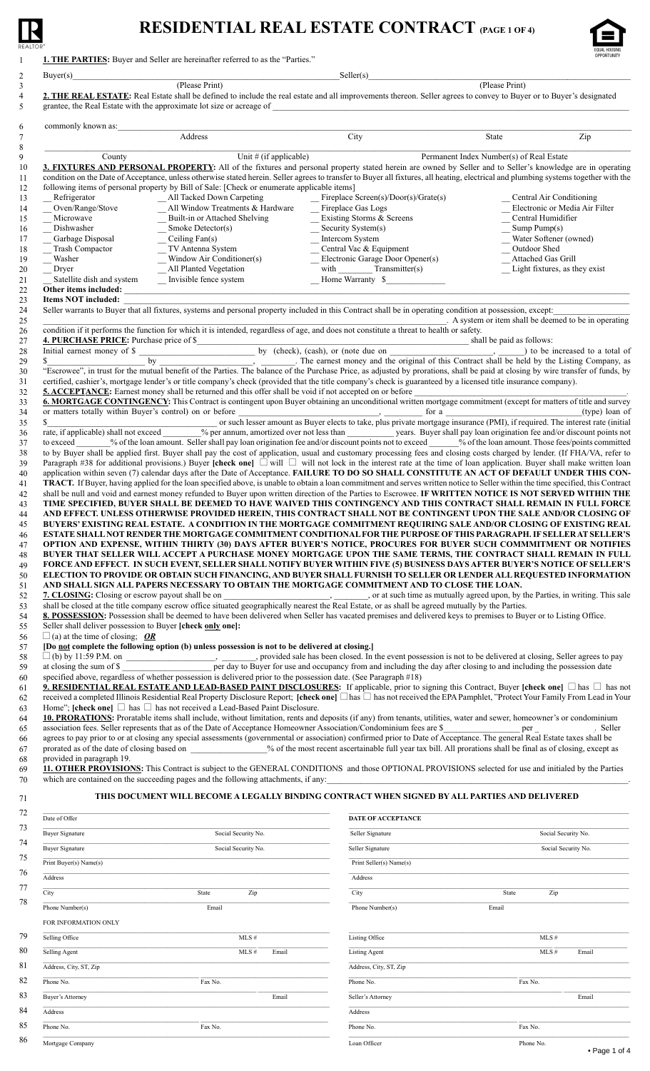# RESIDENTIAL REAL ESTATE CONTRACT (PAGE 1 OF 4)

REALTOR®

EQUAL HOUSING OPPORTUNITY

1 **1. THE PARTIES:** Buyer and Seller are hereinafter referred to as the "Parties."

2 Buyer(s)______________________________________________________________ Seller(s)______________________________________________________________

3 (Please Print) (Please Print)

4 **2. THE REAL ESTATE:** Real Estate shall be defined to include the real estate and all improvements thereon. Seller agrees to convey to Buyer or to Buyer's designated

5 grantee, the Real Estate with the approximate lot size or acreage of ______________________________________________

6 commonly known as:_______________________________________________________________________________________________

7 Address City State Zip

8

9 County Unit # (if applicable) Permanent Index Number(s) of Real Estate

10 **3. FIXTURES AND PERSONAL PROPERTY:** All of the fixtures and personal property stated herein are owned by Seller and to Seller's knowledge are in operating

11 condition on the Date of Acceptance, unless otherwise stated herein. Seller agrees to transfer to Buyer all fixtures, all heating, electrical and plumbing systems together with the

12 following items of personal property by Bill of Sale: [Check or enumerate applicable items]

| | | | |
|---|---|---|---|
| __ Refrigerator | __ All Tacked Down Carpeting | __ Fireplace Screen(s)/Door(s)/Grate(s) | __ Central Air Conditioning |
| __ Oven/Range/Stove | __ All Window Treatments & Hardware | __ Fireplace Gas Logs | __ Electronic or Media Air Filter |
| __ Microwave | __ Built-in or Attached Shelving | __ Existing Storms & Screens | __ Central Humidifier |
| __ Dishwasher | __ Smoke Detector(s) | __ Security System(s) | __ Sump Pump(s) |
| __ Garbage Disposal | __ Ceiling Fan(s) | __ Intercom System | __ Water Softener (owned) |
| __ Trash Compactor | __ TV Antenna System | __ Central Vac & Equipment | __ Outdoor Shed |
| __ Washer | __ Window Air Conditioner(s) | __ Electronic Garage Door Opener(s) | __ Attached Gas Grill |
| __ Dryer | __ All Planted Vegetation | with ________ Transmitter(s) | __ Light fixtures, as they exist |
| __ Satellite dish and system | __ Invisible fence system | __ Home Warranty $____________ | |

22 **Other items included:** ____________________________________________________________

23 **Items NOT included:** ____________________________________________________________

24 Seller warrants to Buyer that all fixtures, systems and personal property included in this Contract shall be in operating condition at possession, except:_______________

25 ____________________________________________________________. A system or item shall be deemed to be in operating

26 condition if it performs the function for which it is intended, regardless of age, and does not constitute a threat to health or safety.

27 **4. PURCHASE PRICE:** Purchase price of $______________________________________________ shall be paid as follows:

28 Initial earnest money of $ ______________________ by (check), (cash), or (note due on _______________, ______) to be increased to a total of

29 $____________________ by ____________________, ________. The earnest money and the original of this Contract shall be held by the Listing Company, as

30 "Escrowee", in trust for the mutual benefit of the Parties. The balance of the Purchase Price, as adjusted by prorations, shall be paid at closing by wire transfer of funds, by

31 certified, cashier's, mortgage lender's or title company's check (provided that the title company's check is guaranteed by a licensed title insurance company).

32 **5. ACCEPTANCE:** Earnest money shall be returned and this offer shall be void if not accepted on or before ____________________________________________.

33 **6. MORTGAGE CONTINGENCY:** This Contract is contingent upon Buyer obtaining an unconditional written mortgage commitment (except for matters of title and survey

34 or matters totally within Buyer's control) on or before ____________________________, ________ for a ____________________________(type) loan of

35 $______________________________ or such lesser amount as Buyer elects to take, plus private mortgage insurance (PMI), if required. The interest rate (initial

36 rate, if applicable) shall not exceed ________% per annum, amortized over not less than __________ years. Buyer shall pay loan origination fee and/or discount points not

37 to exceed _______% of the loan amount. Seller shall pay loan origination fee and/or discount points not to exceed ______% of the loan amount. Those fees/points committed

38 to by Buyer shall be applied first. Buyer shall pay the cost of application, usual and customary processing fees and closing costs charged by lender. (If FHA/VA, refer to

39 Paragraph #38 for additional provisions.) Buyer **[check one]** ☐ will ☐ will not lock in the interest rate at the time of loan application. Buyer shall make written loan

40 application within seven (7) calendar days after the Date of Acceptance. **FAILURE TO DO SO SHALL CONSTITUTE AN ACT OF DEFAULT UNDER THIS CON-**

41 **TRACT.** If Buyer, having applied for the loan specified above, is unable to obtain a loan commitment and serves written notice to Seller within the time specified, this Contract

42 shall be null and void and earnest money refunded to Buyer upon written direction of the Parties to Escrowee. **IF WRITTEN NOTICE IS NOT SERVED WITHIN THE**

43 **TIME SPECIFIED, BUYER SHALL BE DEEMED TO HAVE WAIVED THIS CONTINGENCY AND THIS CONTRACT SHALL REMAIN IN FULL FORCE**

44 **AND EFFECT. UNLESS OTHERWISE PROVIDED HEREIN, THIS CONTRACT SHALL NOT BE CONTINGENT UPON THE SALE AND/OR CLOSING OF**

45 **BUYERS' EXISTING REAL ESTATE. A CONDITION IN THE MORTGAGE COMMITMENT REQUIRING SALE AND/OR CLOSING OF EXISTING REAL**

46 **ESTATE SHALL NOT RENDER THE MORTGAGE COMMITMENT CONDITIONAL FOR THE PURPOSE OF THIS PARAGRAPH. IF SELLER AT SELLER'S**

47 **OPTION AND EXPENSE, WITHIN THIRTY (30) DAYS AFTER BUYER'S NOTICE, PROCURES FOR BUYER SUCH COMMMITMENT OR NOTIFIES**

48 **BUYER THAT SELLER WILL ACCEPT A PURCHASE MONEY MORTGAGE UPON THE SAME TERMS, THE CONTRACT SHALL REMAIN IN FULL**

49 **FORCE AND EFFECT. IN SUCH EVENT, SELLER SHALL NOTIFY BUYER WITHIN FIVE (5) BUSINESS DAYS AFTER BUYER'S NOTICE OF SELLER'S**

50 **ELECTION TO PROVIDE OR OBTAIN SUCH FINANCING, AND BUYER SHALL FURNISH TO SELLER OR LENDER ALL REQUESTED INFORMATION**

51 **AND SHALL SIGN ALL PAPERS NECESSARY TO OBTAIN THE MORTGAGE COMMITMENT AND TO CLOSE THE LOAN.**

52 **7. CLOSING:** Closing or escrow payout shall be on ______________________, _______, or at such time as mutually agreed upon, by the Parties, in writing. This sale

53 shall be closed at the title company escrow office situated geographically nearest the Real Estate, or as shall be agreed mutually by the Parties.

54 **8. POSSESSION:** Possession shall be deemed to have been delivered when Seller has vacated premises and delivered keys to premises to Buyer or to Listing Office.

55 Seller shall deliver possession to Buyer **[check only one]:**

56 ☐ (a) at the time of closing; ***OR***

57 **[Do not complete the following option (b) unless possession is not to be delivered at closing.]**

58 ☐ (b) by 11:59 P.M. on ______________________, ________, provided sale has been closed. In the event possession is not to be delivered at closing, Seller agrees to pay

59 at closing the sum of $____________________ per day to Buyer for use and occupancy from and including the day after closing to and including the possession date

60 specified above, regardless of whether possession is delivered prior to the possession date. (See Paragraph #18)

61 **9. RESIDENTIAL REAL ESTATE AND LEAD-BASED PAINT DISCLOSURES:** If applicable, prior to signing this Contract, Buyer **[check one]** ☐ has ☐ has not

62 received a completed Illinois Residential Real Property Disclosure Report; **[check one]** ☐ has ☐ has not received the EPA Pamphlet, "Protect Your Family From Lead in Your

63 Home"; **[check one]** ☐ has ☐ has not received a Lead-Based Paint Disclosure.

64 **10. PRORATIONS:** Proratable items shall include, without limitation, rents and deposits (if any) from tenants, utilities, water and sewer, homeowner's or condominium

65 association fees. Seller represents that as of the Date of Acceptance Homeowner Association/Condominium fees are $_________________ per __________. Seller

66 agrees to pay prior to or at closing any special assessments (governmental or association) confirmed prior to Date of Acceptance. The general Real Estate taxes shall be

67 prorated as of the date of closing based on ________________% of the most recent ascertainable full year tax bill. All prorations shall be final as of closing, except as

68 provided in paragraph 19.

69 **11. OTHER PROVISIONS:** This Contract is subject to the GENERAL CONDITIONS and those OPTIONAL PROVISIONS selected for use and initialed by the Parties

70 which are contained on the succeeding pages and the following attachments, if any:______________________________________________________________.

71 **THIS DOCUMENT WILL BECOME A LEGALLY BINDING CONTRACT WHEN SIGNED BY ALL PARTIES AND DELIVERED**

| | | |
|---|---|---|
| 72 | Date of Offer | **DATE OF ACCEPTANCE** |
| 73 | Buyer Signature — Social Security No. | Seller Signature — Social Security No. |
| 74 | Buyer Signature — Social Security No. | Seller Signature — Social Security No. |
| 75 | Print Buyer(s) Name(s) | Print Seller(s) Name(s) |
| 76 | Address | Address |
| 77 | City — State — Zip | City — State — Zip |
| 78 | Phone Number(s) — Email | Phone Number(s) — Email |

FOR INFORMATION ONLY

| | | |
|---|---|---|
| 79 | Selling Office — MLS # | Listing Office — MLS # |
| 80 | Selling Agent — MLS # — Email | Listing Agent — MLS # — Email |
| 81 | Address, City, ST, Zip | Address, City, ST, Zip |
| 82 | Phone No. — Fax No. | Phone No. — Fax No. |
| 83 | Buyer's Attorney — Email | Seller's Attorney — Email |
| 84 | Address | Address |
| 85 | Phone No. — Fax No. | Phone No. — Fax No. |
| 86 | Mortgage Company | Loan Officer — Phone No. |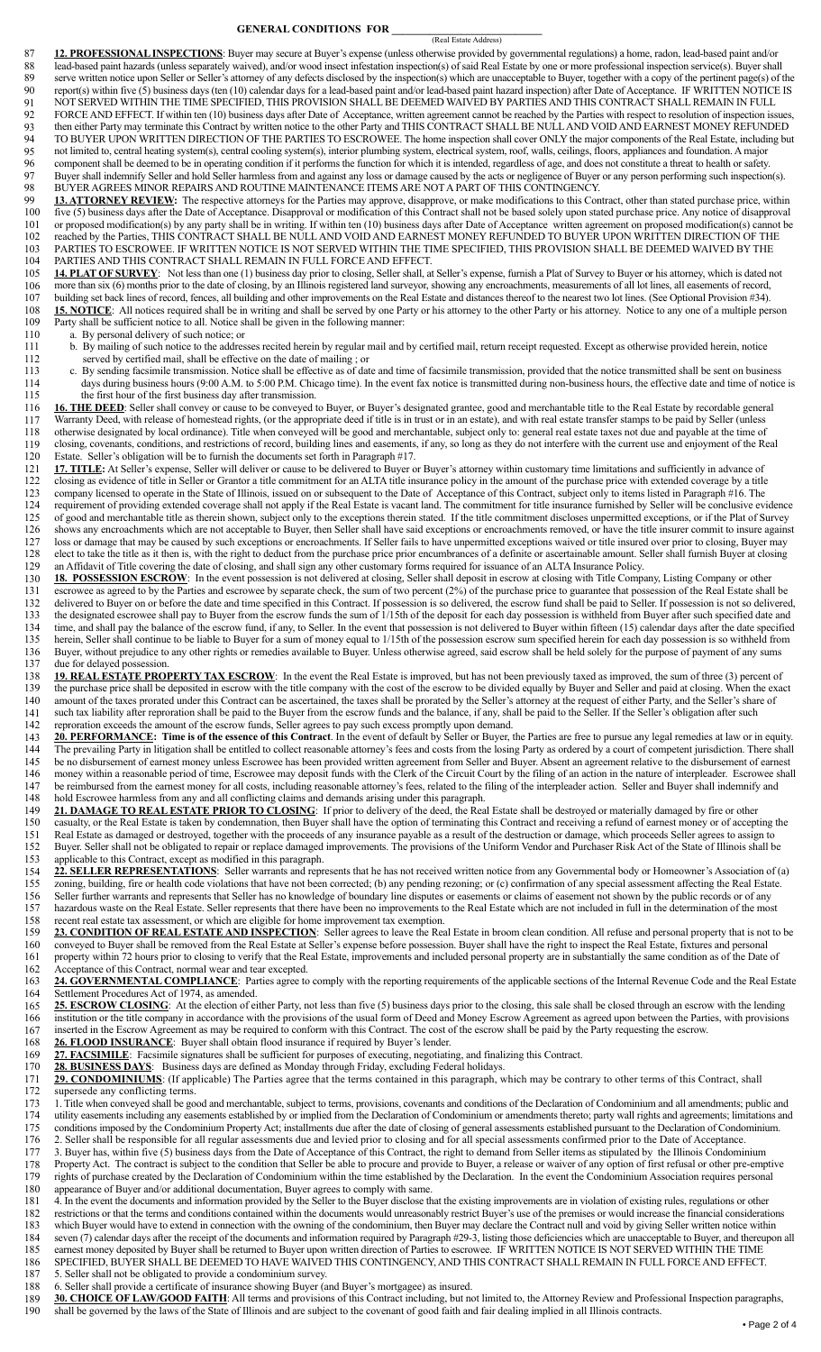## GENERAL CONDITIONS FOR ____________________________
(Real Estate Address)

87 **12. PROFESSIONAL INSPECTIONS**: Buyer may secure at Buyer's expense (unless otherwise provided by governmental regulations) a home, radon, lead-based paint and/or
88 lead-based paint hazards (unless separately waived), and/or wood insect infestation inspection(s) of said Real Estate by one or more professional inspection service(s). Buyer shall
89 serve written notice upon Seller or Seller's attorney of any defects disclosed by the inspection(s) which are unacceptable to Buyer, together with a copy of the pertinent page(s) of the
90 report(s) within five (5) business days (ten (10) calendar days for a lead-based paint and/or lead-based paint hazard inspection) after Date of Acceptance. IF WRITTEN NOTICE IS
91 NOT SERVED WITHIN THE TIME SPECIFIED, THIS PROVISION SHALL BE DEEMED WAIVED BY PARTIES AND THIS CONTRACT SHALL REMAIN IN FULL
92 FORCE AND EFFECT. If within ten (10) business days after Date of Acceptance, written agreement cannot be reached by the Parties with respect to resolution of inspection issues,
93 then either Party may terminate this Contract by written notice to the other Party and THIS CONTRACT SHALL BE NULL AND VOID AND EARNEST MONEY REFUNDED
94 TO BUYER UPON WRITTEN DIRECTION OF THE PARTIES TO ESCROWEE. The home inspection shall cover ONLY the major components of the Real Estate, including but
95 not limited to, central heating system(s), central cooling system(s), interior plumbing system, electrical system, roof, walls, ceilings, floors, appliances and foundation. A major
96 component shall be deemed to be in operating condition if it performs the function for which it is intended, regardless of age, and does not constitute a threat to health or safety.
97 Buyer shall indemnify Seller and hold Seller harmless from and against any loss or damage caused by the acts or negligence of Buyer or any person performing such inspection(s).
98 BUYER AGREES MINOR REPAIRS AND ROUTINE MAINTENANCE ITEMS ARE NOT A PART OF THIS CONTINGENCY.

99 **13. ATTORNEY REVIEW:** The respective attorneys for the Parties may approve, disapprove, or make modifications to this Contract, other than stated purchase price, within
100 five (5) business days after the Date of Acceptance. Disapproval or modification of this Contract shall not be based solely upon stated purchase price. Any notice of disapproval
101 or proposed modification(s) by any party shall be in writing. If within ten (10) business days after Date of Acceptance written agreement on proposed modification(s) cannot be
102 reached by the Parties, THIS CONTRACT SHALL BE NULL AND VOID AND EARNEST MONEY REFUNDED TO BUYER UPON WRITTEN DIRECTION OF THE
103 PARTIES TO ESCROWEE. IF WRITTEN NOTICE IS NOT SERVED WITHIN THE TIME SPECIFIED, THIS PROVISION SHALL BE DEEMED WAIVED BY THE
104 PARTIES AND THIS CONTRACT SHALL REMAIN IN FULL FORCE AND EFFECT.

105 **14. PLAT OF SURVEY**: Not less than one (1) business day prior to closing, Seller shall, at Seller's expense, furnish a Plat of Survey to Buyer or his attorney, which is dated not
106 more than six (6) months prior to the date of closing, by an Illinois registered land surveyor, showing any encroachments, measurements of all lot lines, all easements of record,
107 building set back lines of record, fences, all building and other improvements on the Real Estate and distances thereof to the nearest two lot lines. (See Optional Provision #34).

108 **15. NOTICE**: All notices required shall be in writing and shall be served by one Party or his attorney to the other Party or his attorney. Notice to any one of a multiple person
109 Party shall be sufficient notice to all. Notice shall be given in the following manner:
110 a. By personal delivery of such notice; or
111 b. By mailing of such notice to the addresses recited herein by regular mail and by certified mail, return receipt requested. Except as otherwise provided herein, notice
112 served by certified mail, shall be effective on the date of mailing ; or
113 c. By sending facsimile transmission. Notice shall be effective as of date and time of facsimile transmission, provided that the notice transmitted shall be sent on business
114 days during business hours (9:00 A.M. to 5:00 P.M. Chicago time). In the event fax notice is transmitted during non-business hours, the effective date and time of notice is
115 the first hour of the first business day after transmission.

116 **16. THE DEED**: Seller shall convey or cause to be conveyed to Buyer, or Buyer's designated grantee, good and merchantable title to the Real Estate by recordable general
117 Warranty Deed, with release of homestead rights, (or the appropriate deed if title is in trust or in an estate), and with real estate transfer stamps to be paid by Seller (unless
118 otherwise designated by local ordinance). Title when conveyed will be good and merchantable, subject only to: general real estate taxes not due and payable at the time of
119 closing, covenants, conditions, and restrictions of record, building lines and easements, if any, so long as they do not interfere with the current use and enjoyment of the Real
120 Estate. Seller's obligation will be to furnish the documents set forth in Paragraph #17.

121 **17. TITLE:** At Seller's expense, Seller will deliver or cause to be delivered to Buyer or Buyer's attorney within customary time limitations and sufficiently in advance of
122 closing as evidence of title in Seller or Grantor a title commitment for an ALTA title insurance policy in the amount of the purchase price with extended coverage by a title
123 company licensed to operate in the State of Illinois, issued on or subsequent to the Date of Acceptance of this Contract, subject only to items listed in Paragraph #16. The
124 requirement of providing extended coverage shall not apply if the Real Estate is vacant land. The commitment for title insurance furnished by Seller will be conclusive evidence
125 of good and merchantable title as therein shown, subject only to the exceptions therein stated. If the title commitment discloses unpermitted exceptions, or if the Plat of Survey
126 shows any encroachments which are not acceptable to Buyer, then Seller shall have said exceptions or encroachments removed, or have the title insurer commit to insure against
127 loss or damage that may be caused by such exceptions or encroachments. If Seller fails to have unpermitted exceptions waived or title insured over prior to closing, Buyer may
128 elect to take the title as it then is, with the right to deduct from the purchase price prior encumbrances of a definite or ascertainable amount. Seller shall furnish Buyer at closing
129 an Affidavit of Title covering the date of closing, and shall sign any other customary forms required for issuance of an ALTA Insurance Policy.

130 **18. POSSESSION ESCROW**: In the event possession is not delivered at closing, Seller shall deposit in escrow at closing with Title Company, Listing Company or other
131 escrowee as agreed to by the Parties and escrowee by separate check, the sum of two percent (2%) of the purchase price to guarantee that possession of the Real Estate shall be
132 delivered to Buyer on or before the date and time specified in this Contract. If possession is so delivered, the escrow fund shall be paid to Seller. If possession is not so delivered,
133 the designated escrowee shall pay to Buyer from the escrow funds the sum of 1/15th of the deposit for each day possession is withheld from Buyer after such specified date and
134 time, and shall pay the balance of the escrow fund, if any, to Seller. In the event that possession is not delivered to Buyer within fifteen (15) calendar days after the date specified
135 herein, Seller shall continue to be liable to Buyer for a sum of money equal to 1/15th of the possession escrow sum specified herein for each day possession is so withheld from
136 Buyer, without prejudice to any other rights or remedies available to Buyer. Unless otherwise agreed, said escrow shall be held solely for the purpose of payment of any sums
137 due for delayed possession.

138 **19. REAL ESTATE PROPERTY TAX ESCROW**: In the event the Real Estate is improved, but has not been previously taxed as improved, the sum of three (3) percent of
139 the purchase price shall be deposited in escrow with the title company with the cost of the escrow to be divided equally by Buyer and Seller and paid at closing. When the exact
140 amount of the taxes prorated under this Contract can be ascertained, the taxes shall be prorated by the Seller's attorney at the request of either Party, and the Seller's share of
141 such tax liability after reproration shall be paid to the Buyer from the escrow funds and the balance, if any, shall be paid to the Seller. If the Seller's obligation after such
142 reproration exceeds the amount of the escrow funds, Seller agrees to pay such excess promptly upon demand.

143 **20. PERFORMANCE: Time is of the essence of this Contract**. In the event of default by Seller or Buyer, the Parties are free to pursue any legal remedies at law or in equity.
144 The prevailing Party in litigation shall be entitled to collect reasonable attorney's fees and costs from the losing Party as ordered by a court of competent jurisdiction. There shall
145 be no disbursement of earnest money unless Escrowee has been provided written agreement from Seller and Buyer. Absent an agreement relative to the disbursement of earnest
146 money within a reasonable period of time, Escrowee may deposit funds with the Clerk of the Circuit Court by the filing of an action in the nature of interpleader. Escrowee shall
147 be reimbursed from the earnest money for all costs, including reasonable attorney's fees, related to the filing of the interpleader action. Seller and Buyer shall indemnify and
148 hold Escrowee harmless from any and all conflicting claims and demands arising under this paragraph.

149 **21. DAMAGE TO REAL ESTATE PRIOR TO CLOSING**: If prior to delivery of the deed, the Real Estate shall be destroyed or materially damaged by fire or other
150 casualty, or the Real Estate is taken by condemnation, then Buyer shall have the option of terminating this Contract and receiving a refund of earnest money or of accepting the
151 Real Estate as damaged or destroyed, together with the proceeds of any insurance payable as a result of the destruction or damage, which proceeds Seller agrees to assign to
152 Buyer. Seller shall not be obligated to repair or replace damaged improvements. The provisions of the Uniform Vendor and Purchaser Risk Act of the State of Illinois shall be
153 applicable to this Contract, except as modified in this paragraph.

154 **22. SELLER REPRESENTATIONS**: Seller warrants and represents that he has not received written notice from any Governmental body or Homeowner's Association of (a)
155 zoning, building, fire or health code violations that have not been corrected; (b) any pending rezoning; or (c) confirmation of any special assessment affecting the Real Estate.
156 Seller further warrants and represents that Seller has no knowledge of boundary line disputes or easements or claims of easement not shown by the public records or of any
157 hazardous waste on the Real Estate. Seller represents that there have been no improvements to the Real Estate which are not included in full in the determination of the most
158 recent real estate tax assessment, or which are eligible for home improvement tax exemption.

159 **23. CONDITION OF REAL ESTATE AND INSPECTION**: Seller agrees to leave the Real Estate in broom clean condition. All refuse and personal property that is not to be
160 conveyed to Buyer shall be removed from the Real Estate at Seller's expense before possession. Buyer shall have the right to inspect the Real Estate, fixtures and personal
161 property within 72 hours prior to closing to verify that the Real Estate, improvements and included personal property are in substantially the same condition as of the Date of
162 Acceptance of this Contract, normal wear and tear excepted.

163 **24. GOVERNMENTAL COMPLIANCE**: Parties agree to comply with the reporting requirements of the applicable sections of the Internal Revenue Code and the Real Estate
164 Settlement Procedures Act of 1974, as amended.

165 **25. ESCROW CLOSING**: At the election of either Party, not less than five (5) business days prior to the closing, this sale shall be closed through an escrow with the lending
166 institution or the title company in accordance with the provisions of the usual form of Deed and Money Escrow Agreement as agreed upon between the Parties, with provisions
167 inserted in the Escrow Agreement as may be required to conform with this Contract. The cost of the escrow shall be paid by the Party requesting the escrow.

168 **26. FLOOD INSURANCE**: Buyer shall obtain flood insurance if required by Buyer's lender.

169 **27. FACSIMILE**: Facsimile signatures shall be sufficient for purposes of executing, negotiating, and finalizing this Contract.

170 **28. BUSINESS DAYS**: Business days are defined as Monday through Friday, excluding Federal holidays.

171 **29. CONDOMINIUMS**: (If applicable) The Parties agree that the terms contained in this paragraph, which may be contrary to other terms of this Contract, shall
172 supersede any conflicting terms.
173 1. Title when conveyed shall be good and merchantable, subject to terms, provisions, covenants and conditions of the Declaration of Condominium and all amendments; public and
174 utility easements including any easements established by or implied from the Declaration of Condominium or amendments thereto; party wall rights and agreements; limitations and
175 conditions imposed by the Condominium Property Act; installments due after the date of closing of general assessments established pursuant to the Declaration of Condominium.
176 2. Seller shall be responsible for all regular assessments due and levied prior to closing and for all special assessments confirmed prior to the Date of Acceptance.
177 3. Buyer has, within five (5) business days from the Date of Acceptance of this Contract, the right to demand from Seller items as stipulated by the Illinois Condominium
178 Property Act. The contract is subject to the condition that Seller be able to procure and provide to Buyer, a release or waiver of any option of first refusal or other pre-emptive
179 rights of purchase created by the Declaration of Condominium within the time established by the Declaration. In the event the Condominium Association requires personal
180 appearance of Buyer and/or additional documentation, Buyer agrees to comply with same.
181 4. In the event the documents and information provided by the Seller to the Buyer disclose that the existing improvements are in violation of existing rules, regulations or other
182 restrictions or that the terms and conditions contained within the documents would unreasonably restrict Buyer's use of the premises or would increase the financial considerations
183 which Buyer would have to extend in connection with the owning of the condominium, then Buyer may declare the Contract null and void by giving Seller written notice within
184 seven (7) calendar days after the receipt of the documents and information required by Paragraph #29-3, listing those deficiencies which are unacceptable to Buyer, and thereupon all
185 earnest money deposited by Buyer shall be returned to Buyer upon written direction of Parties to escrowee. IF WRITTEN NOTICE IS NOT SERVED WITHIN THE TIME
186 SPECIFIED, BUYER SHALL BE DEEMED TO HAVE WAIVED THIS CONTINGENCY, AND THIS CONTRACT SHALL REMAIN IN FULL FORCE AND EFFECT.
187 5. Seller shall not be obligated to provide a condominium survey.
188 6. Seller shall provide a certificate of insurance showing Buyer (and Buyer's mortgagee) as insured.

189 **30. CHOICE OF LAW/GOOD FAITH**: All terms and provisions of this Contract including, but not limited to, the Attorney Review and Professional Inspection paragraphs,
190 shall be governed by the laws of the State of Illinois and are subject to the covenant of good faith and fair dealing implied in all Illinois contracts.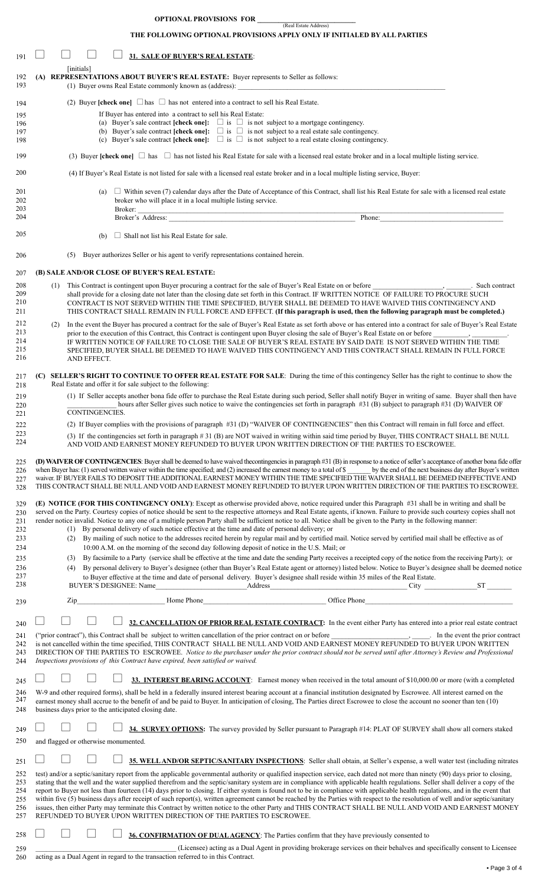**OPTIONAL PROVISIONS FOR ____________________________**
(Real Estate Address)

**THE FOLLOWING OPTIONAL PROVISIONS APPLY ONLY IF INITIALED BY ALL PARTIES**

☐ ☐ ☐ ☐ **31. SALE OF BUYER'S REAL ESTATE**:

[initials]

**(A) REPRESENTATIONS ABOUT BUYER'S REAL ESTATE:** Buyer represents to Seller as follows:

(1) Buyer owns Real Estate commonly known as (address): ____________________________________________________________

(2) Buyer **[check one]** ☐ has ☐ has not entered into a contract to sell his Real Estate.

If Buyer has entered into a contract to sell his Real Estate:

(a) Buyer's sale contract **[check one]:** ☐ is ☐ is not subject to a mortgage contingency.

(b) Buyer's sale contract **[check one]:** ☐ is ☐ is not subject to a real estate sale contingency.

(c) Buyer's sale contract **[check one]:** ☐ is ☐ is not subject to a real estate closing contingency.

(3) Buyer **[check one]** ☐ has ☐ has not listed his Real Estate for sale with a licensed real estate broker and in a local multiple listing service.

(4) If Buyer's Real Estate is not listed for sale with a licensed real estate broker and in a local multiple listing service, Buyer:

(a) ☐ Within seven (7) calendar days after the Date of Acceptance of this Contract, shall list his Real Estate for sale with a licensed real estate broker who will place it in a local multiple listing service.

Broker: ____________________________________________________________

Broker's Address: ____________________________________________ Phone: ______________________________

(b) ☐ Shall not list his Real Estate for sale.

(5) Buyer authorizes Seller or his agent to verify representations contained herein.

**(B) SALE AND/OR CLOSE OF BUYER'S REAL ESTATE:**

(1) This Contract is contingent upon Buyer procuring a contract for the sale of Buyer's Real Estate on or before ________________, ______. Such contract shall provide for a closing date not later than the closing date set forth in this Contract. IF WRITTEN NOTICE OF FAILURE TO PROCURE SUCH CONTRACT IS NOT SERVED WITHIN THE TIME SPECIFIED, BUYER SHALL BE DEEMED TO HAVE WAIVED THIS CONTINGENCY AND THIS CONTRACT SHALL REMAIN IN FULL FORCE AND EFFECT. **(If this paragraph is used, then the following paragraph must be completed.)**

(2) In the event the Buyer has procured a contract for the sale of Buyer's Real Estate as set forth above or has entered into a contract for sale of Buyer's Real Estate prior to the execution of this Contract, this Contract is contingent upon Buyer closing the sale of Buyer's Real Estate on or before _________, _________. IF WRITTEN NOTICE OF FAILURE TO CLOSE THE SALE OF BUYER'S REAL ESTATE BY SAID DATE IS NOT SERVED WITHIN THE TIME SPECIFIED, BUYER SHALL BE DEEMED TO HAVE WAIVED THIS CONTINGENCY AND THIS CONTRACT SHALL REMAIN IN FULL FORCE AND EFFECT.

**(C) SELLER'S RIGHT TO CONTINUE TO OFFER REAL ESTATE FOR SALE**: During the time of this contingency Seller has the right to continue to show the Real Estate and offer it for sale subject to the following:

(1) If Seller accepts another bona fide offer to purchase the Real Estate during such period, Seller shall notify Buyer in writing of same. Buyer shall then have ____________ hours after Seller gives such notice to waive the contingencies set forth in paragraph #31 (B) subject to paragraph #31 (D) WAIVER OF CONTINGENCIES.

(2) If Buyer complies with the provisions of paragraph #31 (D) "WAIVER OF CONTINGENCIES" then this Contract will remain in full force and effect.

(3) If the contingencies set forth in paragraph # 31 (B) are NOT waived in writing within said time period by Buyer, THIS CONTRACT SHALL BE NULL AND VOID AND EARNEST MONEY REFUNDED TO BUYER UPON WRITTEN DIRECTION OF THE PARTIES TO ESCROWEE.

**(D) WAIVER OF CONTINGENCIES**: Buyer shall be deemed to have waived thecontingencies in paragraph #31 (B) in response to a notice of seller's acceptance of another bona fide offer when Buyer has: (1) served written waiver within the time specified; and (2) increased the earnest money to a total of $ ______ by the end of the next business day after Buyer's written waiver. IF BUYER FAILS TO DEPOSIT THE ADDITIONAL EARNEST MONEY WITHIN THE TIME SPECIFIED THE WAIVER SHALL BE DEEMED INEFFECTIVE AND THIS CONTRACT SHALL BE NULL AND VOID AND EARNEST MONEY REFUNDED TO BUYER UPON WRITTEN DIRECTION OF THE PARTIES TO ESCROWEE.

**(E) NOTICE (FOR THIS CONTINGENCY ONLY)**: Except as otherwise provided above, notice required under this Paragraph #31 shall be in writing and shall be served on the Party. Courtesy copies of notice should be sent to the respective attorneys and Real Estate agents, if known. Failure to provide such courtesy copies shall not render notice invalid. Notice to any one of a multiple person Party shall be sufficient notice to all. Notice shall be given to the Party in the following manner:

(1) By personal delivery of such notice effective at the time and date of personal delivery; or

(2) By mailing of such notice to the addresses recited herein by regular mail and by certified mail. Notice served by certified mail shall be effective as of 10:00 A.M. on the morning of the second day following deposit of notice in the U.S. Mail; or

(3) By facsimile to a Party (service shall be effective at the time and date the sending Party receives a receipted copy of the notice from the receiving Party); or

(4) By personal delivery to Buyer's designee (other than Buyer's Real Estate agent or attorney) listed below. Notice to Buyer's designee shall be deemed notice to Buyer effective at the time and date of personal delivery. Buyer's designee shall reside within 35 miles of the Real Estate.

BUYER'S DESIGNEE: Name__________________ Address______________________________ City __________ ST ______

Zip__________________ Home Phone______________________________ Office Phone______________________________

☐ ☐ ☐ ☐ **32. CANCELLATION OF PRIOR REAL ESTATE CONTRACT:** In the event either Party has entered into a prior real estate contract ("prior contract"), this Contract shall be subject to written cancellation of the prior contract on or before ________________, ______. In the event the prior contract is not cancelled within the time specified, THIS CONTRACT SHALL BE NULL AND VOID AND EARNEST MONEY REFUNDED TO BUYER UPON WRITTEN DIRECTION OF THE PARTIES TO ESCROWEE. *Notice to the purchaser under the prior contract should not be served until after Attorney's Review and Professional Inspections provisions of this Contract have expired, been satisfied or waived.*

☐ ☐ ☐ ☐ **33. INTEREST BEARING ACCOUNT**: Earnest money when received in the total amount of $10,000.00 or more (with a completed W-9 and other required forms), shall be held in a federally insured interest bearing account at a financial institution designated by Escrowee. All interest earned on the earnest money shall accrue to the benefit of and be paid to Buyer. In anticipation of closing, The Parties direct Escrowee to close the account no sooner than ten (10) business days prior to the anticipated closing date.

☐ ☐ ☐ ☐ **34. SURVEY OPTIONS:** The survey provided by Seller pursuant to Paragraph #14: PLAT OF SURVEY shall show all corners staked and flagged or otherwise monumented.

☐ ☐ ☐ ☐ **35. WELL AND/OR SEPTIC/SANITARY INSPECTIONS**: Seller shall obtain, at Seller's expense, a well water test (including nitrates test) and/or a septic/sanitary report from the applicable governmental authority or qualified inspection service, each dated not more than ninety (90) days prior to closing, stating that the well and the water supplied therefrom and the septic/sanitary system are in compliance with applicable health regulations. Seller shall deliver a copy of the report to Buyer not less than fourteen (14) days prior to closing. If either system is found not to be in compliance with applicable health regulations, and in the event that within five (5) business days after receipt of such report(s), written agreement cannot be reached by the Parties with respect to the resolution of well and/or septic/sanitary issues, then either Party may terminate this Contract by written notice to the other Party and THIS CONTRACT SHALL BE NULL AND VOID AND EARNEST MONEY REFUNDED TO BUYER UPON WRITTEN DIRECTION OF THE PARTIES TO ESCROWEE.

☐ ☐ ☐ ☐ **36. CONFIRMATION OF DUAL AGENCY**: The Parties confirm that they have previously consented to ______________________________ (Licensee) acting as a Dual Agent in providing brokerage services on their behalves and specifically consent to Licensee acting as a Dual Agent in regard to the transaction referred to in this Contract.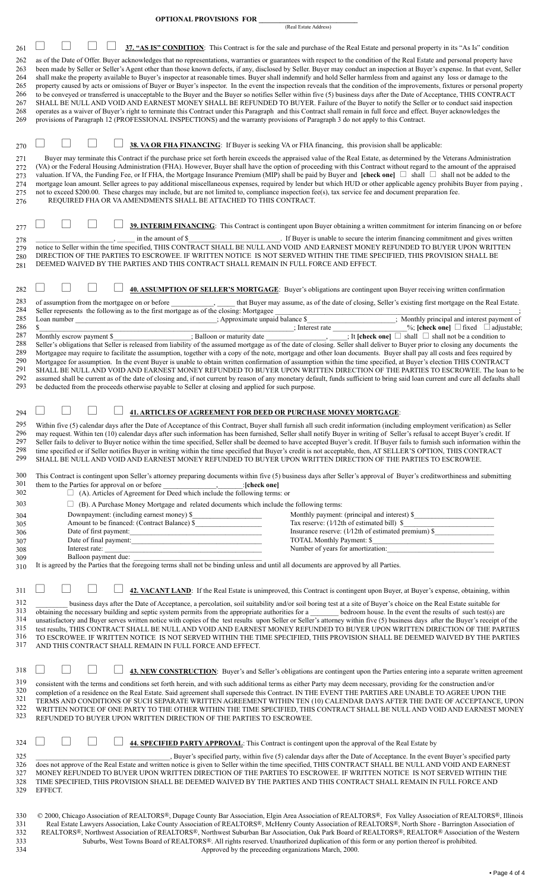**OPTIONAL PROVISIONS FOR \_\_\_\_\_\_\_\_\_\_\_\_\_\_\_\_\_\_\_\_\_\_\_\_\_\_\_\_**
(Real Estate Address)

☐ ☐ ☐ ☐ **37. "AS IS" CONDITION**: This Contract is for the sale and purchase of the Real Estate and personal property in its "As Is" condition as of the Date of Offer. Buyer acknowledges that no representations, warranties or guarantees with respect to the condition of the Real Estate and personal property have been made by Seller or Seller's Agent other than those known defects, if any, disclosed by Seller. Buyer may conduct an inspection at Buyer's expense. In that event, Seller shall make the property available to Buyer's inspector at reasonable times. Buyer shall indemnify and hold Seller harmless from and against any loss or damage to the property caused by acts or omissions of Buyer or Buyer's inspector. In the event the inspection reveals that the condition of the improvements, fixtures or personal property to be conveyed or transferred is unacceptable to the Buyer and the Buyer so notifies Seller within five (5) business days after the Date of Acceptance, THIS CONTRACT SHALL BE NULL AND VOID AND EARNEST MONEY SHALL BE REFUNDED TO BUYER. Failure of the Buyer to notify the Seller or to conduct said inspection operates as a waiver of Buyer's right to terminate this Contract under this Paragraph and this Contract shall remain in full force and effect. Buyer acknowledges the provisions of Paragraph 12 (PROFESSIONAL INSPECTIONS) and the warranty provisions of Paragraph 3 do not apply to this Contract.

☐ ☐ ☐ ☐ **38. VA OR FHA FINANCING**: If Buyer is seeking VA or FHA financing, this provision shall be applicable:

Buyer may terminate this Contract if the purchase price set forth herein exceeds the appraised value of the Real Estate, as determined by the Veterans Administration (VA) or the Federal Housing Administration (FHA). However, Buyer shall have the option of proceeding with this Contract without regard to the amount of the appraised valuation. If VA, the Funding Fee, or If FHA, the Mortgage Insurance Premium (MIP) shall be paid by Buyer and **[check one]** ☐ shall ☐ shall not be added to the mortgage loan amount. Seller agrees to pay additional miscellaneous expenses, required by lender but which HUD or other applicable agency prohibits Buyer from paying , not to exceed $200.00. These charges may include, but are not limited to, compliance inspection fee(s), tax service fee and document preparation fee.
REQUIRED FHA OR VA AMENDMENTS SHALL BE ATTACHED TO THIS CONTRACT.

☐ ☐ ☐ ☐ **39. INTERIM FINANCING**: This Contract is contingent upon Buyer obtaining a written commitment for interim financing on or before \_\_\_\_\_\_\_\_\_\_\_\_\_\_\_\_\_\_\_\_\_\_, \_\_\_\_\_ in the amount of $\_\_\_\_\_\_\_\_\_\_\_\_\_\_\_\_\_\_\_\_\_\_\_\_\_. If Buyer is unable to secure the interim financing commitment and gives written notice to Seller within the time specified, THIS CONTRACT SHALL BE NULL AND VOID AND EARNEST MONEY REFUNDED TO BUYER UPON WRITTEN DIRECTION OF THE PARTIES TO ESCROWEE. IF WRITTEN NOTICE IS NOT SERVED WITHIN THE TIME SPECIFIED, THIS PROVISION SHALL BE DEEMED WAIVED BY THE PARTIES AND THIS CONTRACT SHALL REMAIN IN FULL FORCE AND EFFECT.

☐ ☐ ☐ ☐ **40. ASSUMPTION OF SELLER'S MORTGAGE**: Buyer's obligations are contingent upon Buyer receiving written confirmation of assumption from the mortgagee on or before \_\_\_\_\_\_\_\_\_\_\_\_, \_\_\_\_\_ that Buyer may assume, as of the date of closing, Seller's existing first mortgage on the Real Estate. Seller represents the following as to the first mortgage as of the closing: Mortgagee \_\_\_\_\_\_\_\_\_\_\_\_\_\_\_\_\_\_\_\_\_\_\_\_\_\_\_\_\_\_\_\_\_\_\_\_; Loan number \_\_\_\_\_\_\_\_\_\_\_\_\_\_\_\_\_\_\_\_\_\_\_\_\_\_; Approximate unpaid balance $\_\_\_\_\_\_\_\_\_\_\_\_\_\_\_\_\_\_; Monthly principal and interest payment of $\_\_\_\_\_\_\_\_\_\_\_\_\_\_\_\_\_\_\_\_\_\_\_\_\_\_\_\_\_\_\_\_\_\_\_\_; Interest rate \_\_\_\_\_\_\_\_\_\_\_\_\_\_\_%; **[check one]** ☐ fixed ☐ adjustable; Monthly escrow payment $\_\_\_\_\_\_\_\_\_\_\_\_\_\_\_\_\_\_; Balloon or maturity date \_\_\_\_\_\_\_\_\_\_\_\_\_\_\_, \_\_\_\_\_; It **[check one]** ☐ shall ☐ shall not be a condition to Seller's obligations that Seller is released from liability of the assumed mortgage as of the date of closing. Seller shall deliver to Buyer prior to closing any documents the Mortgagee may require to facilitate the assumption, together with a copy of the note, mortgage and other loan documents. Buyer shall pay all costs and fees required by Mortgagee for assumption. In the event Buyer is unable to obtain written confirmation of assumption within the time specified, at Buyer's election THIS CONTRACT SHALL BE NULL AND VOID AND EARNEST MONEY REFUNDED TO BUYER UPON WRITTEN DIRECTION OF THE PARTIES TO ESCROWEE. The loan to be assumed shall be current as of the date of closing and, if not current by reason of any monetary default, funds sufficient to bring said loan current and cure all defaults shall be deducted from the proceeds otherwise payable to Seller at closing and applied for such purpose.

☐ ☐ ☐ ☐ **41. ARTICLES OF AGREEMENT FOR DEED OR PURCHASE MONEY MORTGAGE**:

Within five (5) calendar days after the Date of Acceptance of this Contract, Buyer shall furnish all such credit information (including employment verification) as Seller may request. Within ten (10) calendar days after such information has been furnished, Seller shall notify Buyer in writing of Seller's refusal to accept Buyer's credit. If Seller fails to deliver to Buyer notice within the time specified, Seller shall be deemed to have accepted Buyer's credit. If Buyer fails to furnish such information within the time specified or if Seller notifies Buyer in writing within the time specified that Buyer's credit is not acceptable, then, AT SELLER'S OPTION, THIS CONTRACT SHALL BE NULL AND VOID AND EARNEST MONEY REFUNDED TO BUYER UPON WRITTEN DIRECTION OF THE PARTIES TO ESCROWEE.

This Contract is contingent upon Seller's attorney preparing documents within five (5) business days after Seller's approval of Buyer's creditworthiness and submitting them to the Parties for approval on or before \_\_\_\_\_\_\_\_\_\_\_\_\_\_\_, \_\_\_\_\_\_\_:**[check one]**

☐ (A). Articles of Agreement for Deed which include the following terms: or

☐ (B). A Purchase Money Mortgage and related documents which include the following terms:

| | |
|---|---|
| Downpayment: (including earnest money) $\_\_\_\_\_\_\_\_\_\_ | Monthly payment: (principal and interest) $\_\_\_\_\_\_\_\_\_\_ |
| Amount to be financed: (Contract Balance) $\_\_\_\_\_\_\_\_\_\_ | Tax reserve: (1/12th of estimated bill) $\_\_\_\_\_\_\_\_\_\_ |
| Date of first payment: \_\_\_\_\_\_\_\_\_\_ | Insurance reserve: (1/12th of estimated premium) $\_\_\_\_\_\_\_\_\_\_ |
| Date of final payment: \_\_\_\_\_\_\_\_\_\_ | TOTAL Monthly Payment: $\_\_\_\_\_\_\_\_\_\_ |
| Interest rate: \_\_\_\_\_\_\_\_\_\_ | Number of years for amortization: \_\_\_\_\_\_\_\_\_\_ |
| Balloon payment due: \_\_\_\_\_\_\_\_\_\_ | |

It is agreed by the Parties that the foregoing terms shall not be binding unless and until all documents are approved by all Parties.

☐ ☐ ☐ ☐ **42. VACANT LAND**: If the Real Estate is unimproved, this Contract is contingent upon Buyer, at Buyer's expense, obtaining, within \_\_\_\_\_\_\_\_\_ business days after the Date of Acceptance, a percolation, soil suitability and/or soil boring test at a site of Buyer's choice on the Real Estate suitable for obtaining the necessary building and septic system permits from the appropriate authorities for a \_\_\_\_\_\_\_\_ bedroom house. In the event the results of such test(s) are unsatisfactory and Buyer serves written notice with copies of the test results upon Seller or Seller's attorney within five (5) business days after the Buyer's receipt of the test results, THIS CONTRACT SHALL BE NULL AND VOID AND EARNEST MONEY REFUNDED TO BUYER UPON WRITTEN DIRECTION OF THE PARTIES TO ESCROWEE. IF WRITTEN NOTICE IS NOT SERVED WITHIN THE TIME SPECIFIED, THIS PROVISION SHALL BE DEEMED WAIVED BY THE PARTIES AND THIS CONTRACT SHALL REMAIN IN FULL FORCE AND EFFECT.

☐ ☐ ☐ ☐ **43. NEW CONSTRUCTION**: Buyer's and Seller's obligations are contingent upon the Parties entering into a separate written agreement consistent with the terms and conditions set forth herein, and with such additional terms as either Party may deem necessary, providing for the construction and/or completion of a residence on the Real Estate. Said agreement shall supersede this Contract. IN THE EVENT THE PARTIES ARE UNABLE TO AGREE UPON THE TERMS AND CONDITIONS OF SUCH SEPARATE WRITTEN AGREEMENT WITHIN TEN (10) CALENDAR DAYS AFTER THE DATE OF ACCEPTANCE, UPON WRITTEN NOTICE OF ONE PARTY TO THE OTHER WITHIN THE TIME SPECIFIED, THIS CONTRACT SHALL BE NULL AND VOID AND EARNEST MONEY REFUNDED TO BUYER UPON WRITTEN DIRECTION OF THE PARTIES TO ESCROWEE.

☐ ☐ ☐ ☐ **44. SPECIFIED PARTY APPROVAL**: This Contract is contingent upon the approval of the Real Estate by \_\_\_\_\_\_\_\_\_\_\_\_\_\_\_\_\_\_\_\_\_\_\_\_\_\_\_\_\_\_\_\_\_\_\_\_, Buyer's specified party, within five (5) calendar days after the Date of Acceptance. In the event Buyer's specified party does not approve of the Real Estate and written notice is given to Seller within the time specified, THIS CONTRACT SHALL BE NULL AND VOID AND EARNEST MONEY REFUNDED TO BUYER UPON WRITTEN DIRECTION OF THE PARTIES TO ESCROWEE. IF WRITTEN NOTICE IS NOT SERVED WITHIN THE TIME SPECIFIED, THIS PROVISION SHALL BE DEEMED WAIVED BY THE PARTIES AND THIS CONTRACT SHALL REMAIN IN FULL FORCE AND EFFECT.

© 2000, Chicago Association of REALTORS®, Dupage County Bar Association, Elgin Area Association of REALTORS®, Fox Valley Association of REALTORS®, Illinois Real Estate Lawyers Association, Lake County Association of REALTORS®, McHenry County Association of REALTORS®, North Shore - Barrington Association of REALTORS®, Northwest Association of REALTORS®, Northwest Suburban Bar Association, Oak Park Board of REALTORS®, REALTOR® Association of the Western Suburbs, West Towns Board of REALTORS®. All rights reserved. Unauthorized duplication of this form or any portion thereof is prohibited.
Approved by the preceeding organizations March, 2000.